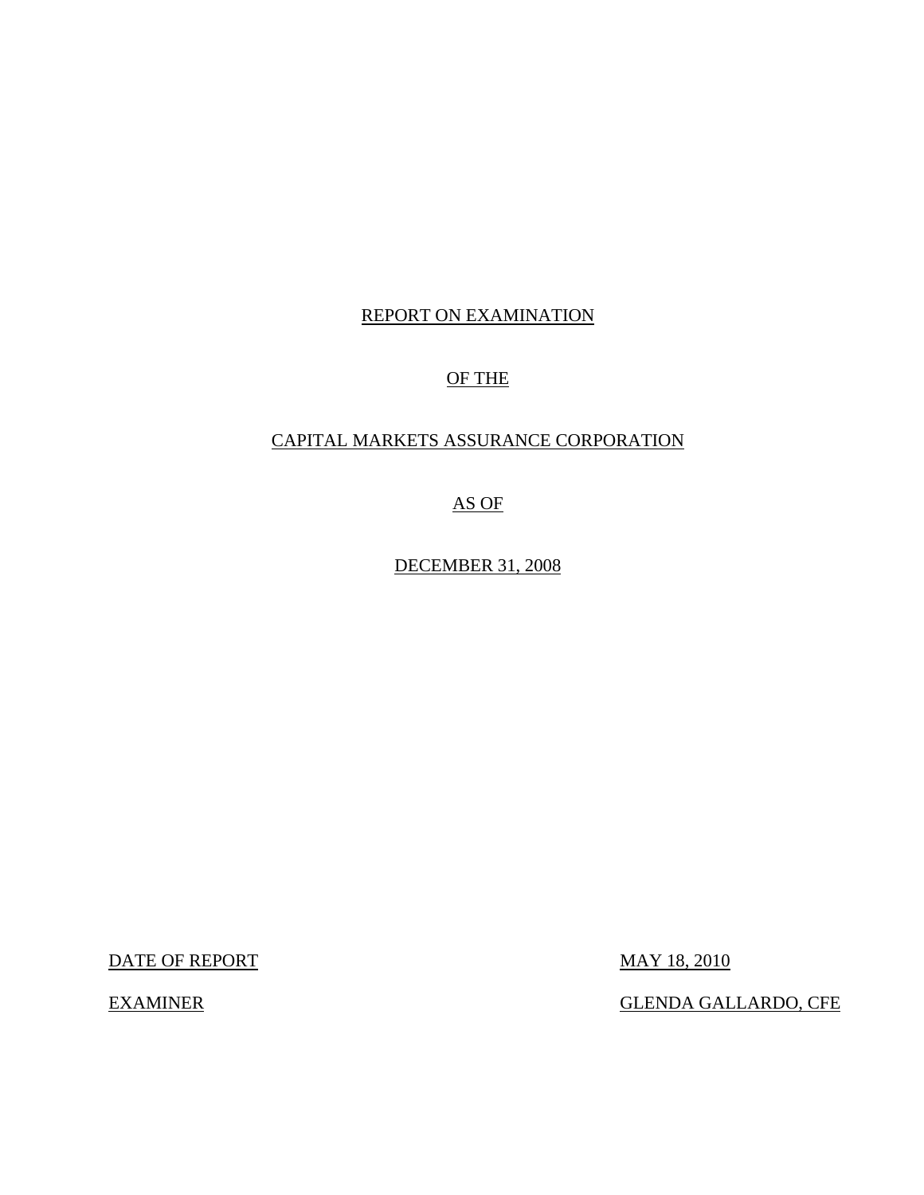REPORT ON EXAMINATION

OF THE

CAPITAL MARKETS ASSURANCE CORPORATION

AS OF

DECEMBER 31, 2008

DATE OF REPORT MAY 18, 2010

EXAMINER GLENDA GALLARDO, CFE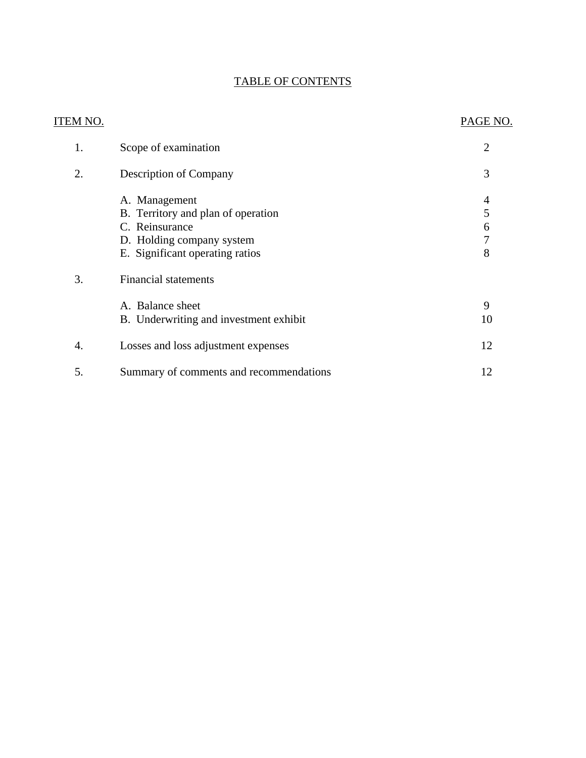# TABLE OF CONTENTS

| ITEM NO. | | PAGE NO. |
|---|---|---|
| 1. | Scope of examination | 2 |
| 2. | Description of Company | 3 |
| | A. Management | 4 |
| | B. Territory and plan of operation | 5 |
| | C. Reinsurance | 6 |
| | D. Holding company system | 7 |
| | E. Significant operating ratios | 8 |
| 3. | Financial statements | |
| | A. Balance sheet | 9 |
| | B. Underwriting and investment exhibit | 10 |
| 4. | Losses and loss adjustment expenses | 12 |
| 5. | Summary of comments and recommendations | 12 |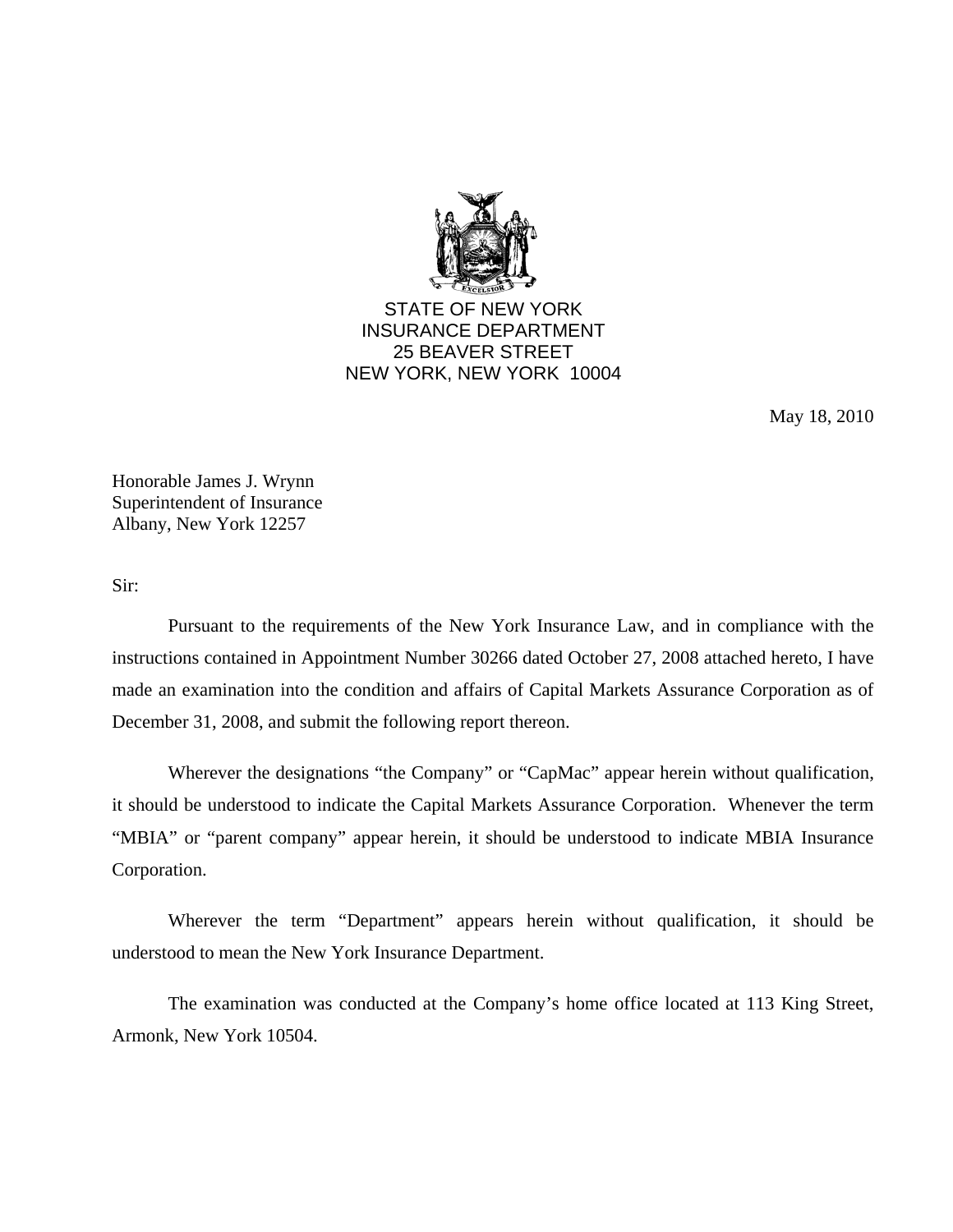STATE OF NEW YORK
INSURANCE DEPARTMENT
25 BEAVER STREET
NEW YORK, NEW YORK 10004

May 18, 2010

Honorable James J. Wrynn
Superintendent of Insurance
Albany, New York 12257

Sir:

Pursuant to the requirements of the New York Insurance Law, and in compliance with the instructions contained in Appointment Number 30266 dated October 27, 2008 attached hereto, I have made an examination into the condition and affairs of Capital Markets Assurance Corporation as of December 31, 2008, and submit the following report thereon.

Wherever the designations "the Company" or "CapMac" appear herein without qualification, it should be understood to indicate the Capital Markets Assurance Corporation. Whenever the term "MBIA" or "parent company" appear herein, it should be understood to indicate MBIA Insurance Corporation.

Wherever the term "Department" appears herein without qualification, it should be understood to mean the New York Insurance Department.

The examination was conducted at the Company's home office located at 113 King Street, Armonk, New York 10504.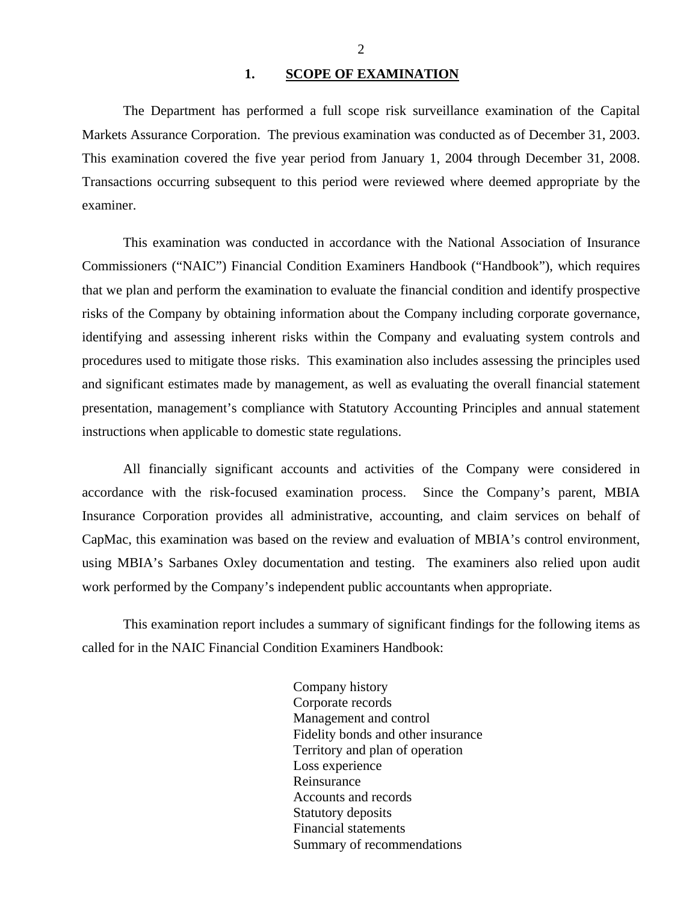## 1. SCOPE OF EXAMINATION

The Department has performed a full scope risk surveillance examination of the Capital Markets Assurance Corporation. The previous examination was conducted as of December 31, 2003. This examination covered the five year period from January 1, 2004 through December 31, 2008. Transactions occurring subsequent to this period were reviewed where deemed appropriate by the examiner.

This examination was conducted in accordance with the National Association of Insurance Commissioners ("NAIC") Financial Condition Examiners Handbook ("Handbook"), which requires that we plan and perform the examination to evaluate the financial condition and identify prospective risks of the Company by obtaining information about the Company including corporate governance, identifying and assessing inherent risks within the Company and evaluating system controls and procedures used to mitigate those risks. This examination also includes assessing the principles used and significant estimates made by management, as well as evaluating the overall financial statement presentation, management's compliance with Statutory Accounting Principles and annual statement instructions when applicable to domestic state regulations.

All financially significant accounts and activities of the Company were considered in accordance with the risk-focused examination process. Since the Company's parent, MBIA Insurance Corporation provides all administrative, accounting, and claim services on behalf of CapMac, this examination was based on the review and evaluation of MBIA's control environment, using MBIA's Sarbanes Oxley documentation and testing. The examiners also relied upon audit work performed by the Company's independent public accountants when appropriate.

This examination report includes a summary of significant findings for the following items as called for in the NAIC Financial Condition Examiners Handbook:

- Company history
- Corporate records
- Management and control
- Fidelity bonds and other insurance
- Territory and plan of operation
- Loss experience
- Reinsurance
- Accounts and records
- Statutory deposits
- Financial statements
- Summary of recommendations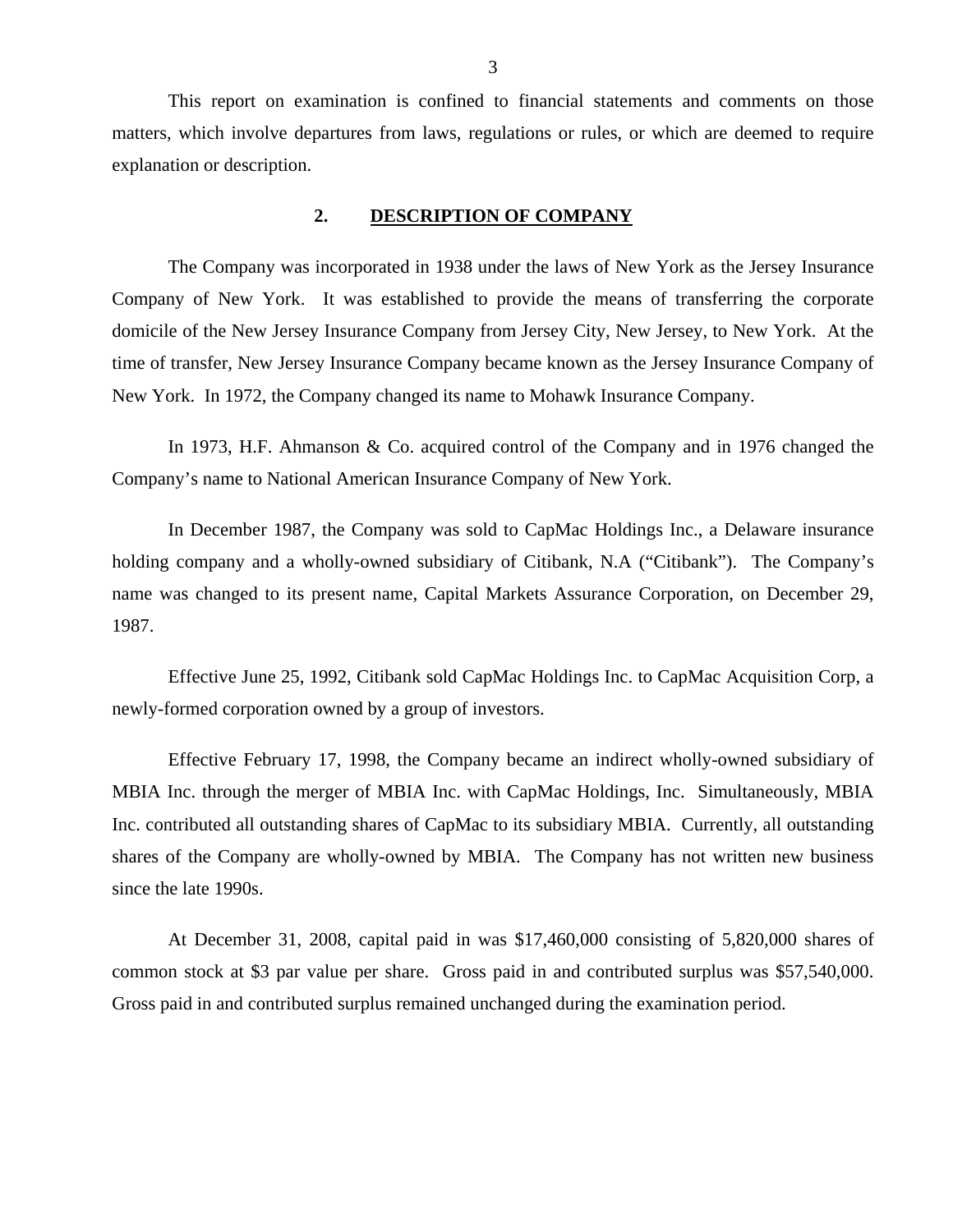This report on examination is confined to financial statements and comments on those matters, which involve departures from laws, regulations or rules, or which are deemed to require explanation or description.

## 2. DESCRIPTION OF COMPANY

The Company was incorporated in 1938 under the laws of New York as the Jersey Insurance Company of New York. It was established to provide the means of transferring the corporate domicile of the New Jersey Insurance Company from Jersey City, New Jersey, to New York. At the time of transfer, New Jersey Insurance Company became known as the Jersey Insurance Company of New York. In 1972, the Company changed its name to Mohawk Insurance Company.

In 1973, H.F. Ahmanson & Co. acquired control of the Company and in 1976 changed the Company's name to National American Insurance Company of New York.

In December 1987, the Company was sold to CapMac Holdings Inc., a Delaware insurance holding company and a wholly-owned subsidiary of Citibank, N.A ("Citibank"). The Company's name was changed to its present name, Capital Markets Assurance Corporation, on December 29, 1987.

Effective June 25, 1992, Citibank sold CapMac Holdings Inc. to CapMac Acquisition Corp, a newly-formed corporation owned by a group of investors.

Effective February 17, 1998, the Company became an indirect wholly-owned subsidiary of MBIA Inc. through the merger of MBIA Inc. with CapMac Holdings, Inc. Simultaneously, MBIA Inc. contributed all outstanding shares of CapMac to its subsidiary MBIA. Currently, all outstanding shares of the Company are wholly-owned by MBIA. The Company has not written new business since the late 1990s.

At December 31, 2008, capital paid in was $17,460,000 consisting of 5,820,000 shares of common stock at $3 par value per share. Gross paid in and contributed surplus was $57,540,000. Gross paid in and contributed surplus remained unchanged during the examination period.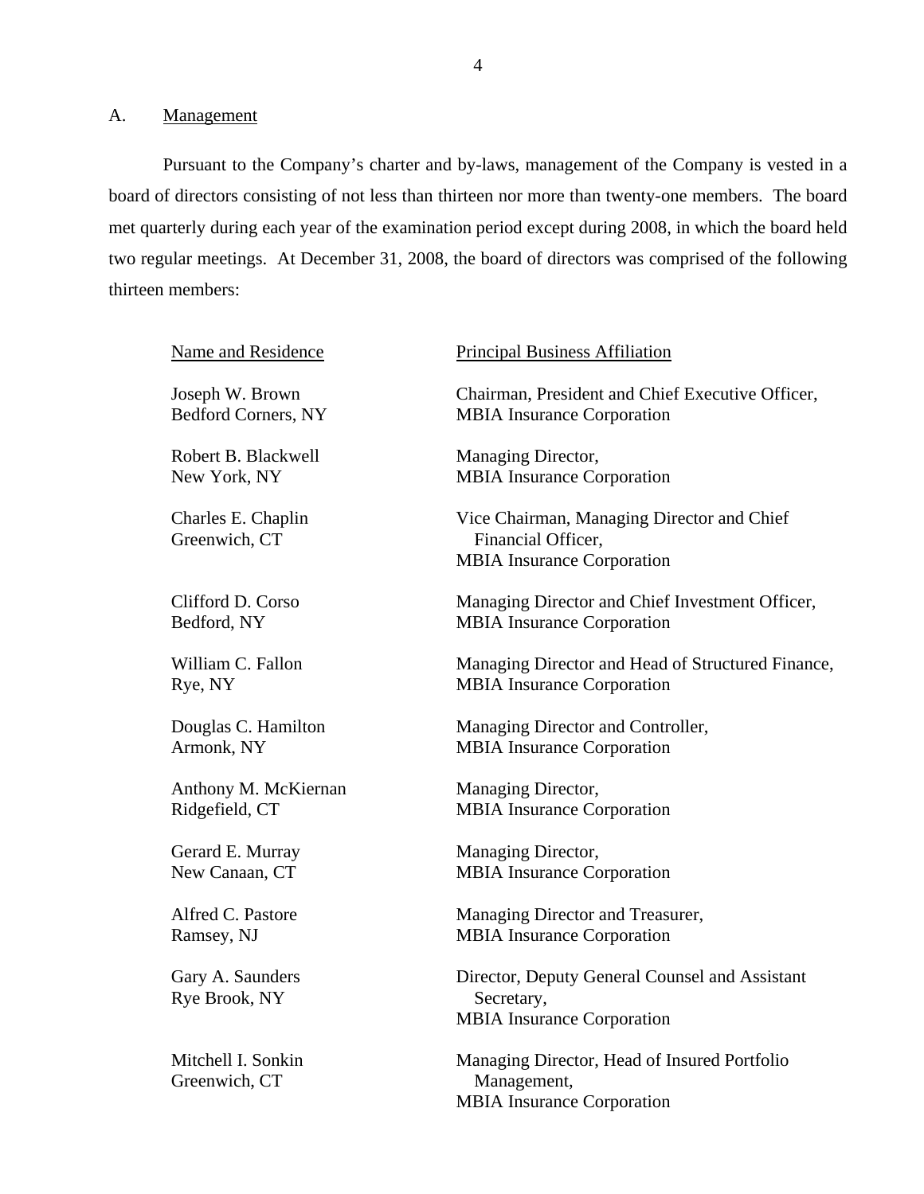## A. Management

Pursuant to the Company's charter and by-laws, management of the Company is vested in a board of directors consisting of not less than thirteen nor more than twenty-one members. The board met quarterly during each year of the examination period except during 2008, in which the board held two regular meetings. At December 31, 2008, the board of directors was comprised of the following thirteen members:

| Name and Residence | Principal Business Affiliation |
|---|---|
| Joseph W. Brown<br>Bedford Corners, NY | Chairman, President and Chief Executive Officer,<br>MBIA Insurance Corporation |
| Robert B. Blackwell<br>New York, NY | Managing Director,<br>MBIA Insurance Corporation |
| Charles E. Chaplin<br>Greenwich, CT | Vice Chairman, Managing Director and Chief Financial Officer,<br>MBIA Insurance Corporation |
| Clifford D. Corso<br>Bedford, NY | Managing Director and Chief Investment Officer,<br>MBIA Insurance Corporation |
| William C. Fallon<br>Rye, NY | Managing Director and Head of Structured Finance,<br>MBIA Insurance Corporation |
| Douglas C. Hamilton<br>Armonk, NY | Managing Director and Controller,<br>MBIA Insurance Corporation |
| Anthony M. McKiernan<br>Ridgefield, CT | Managing Director,<br>MBIA Insurance Corporation |
| Gerard E. Murray<br>New Canaan, CT | Managing Director,<br>MBIA Insurance Corporation |
| Alfred C. Pastore<br>Ramsey, NJ | Managing Director and Treasurer,<br>MBIA Insurance Corporation |
| Gary A. Saunders<br>Rye Brook, NY | Director, Deputy General Counsel and Assistant Secretary,<br>MBIA Insurance Corporation |
| Mitchell I. Sonkin<br>Greenwich, CT | Managing Director, Head of Insured Portfolio Management,<br>MBIA Insurance Corporation |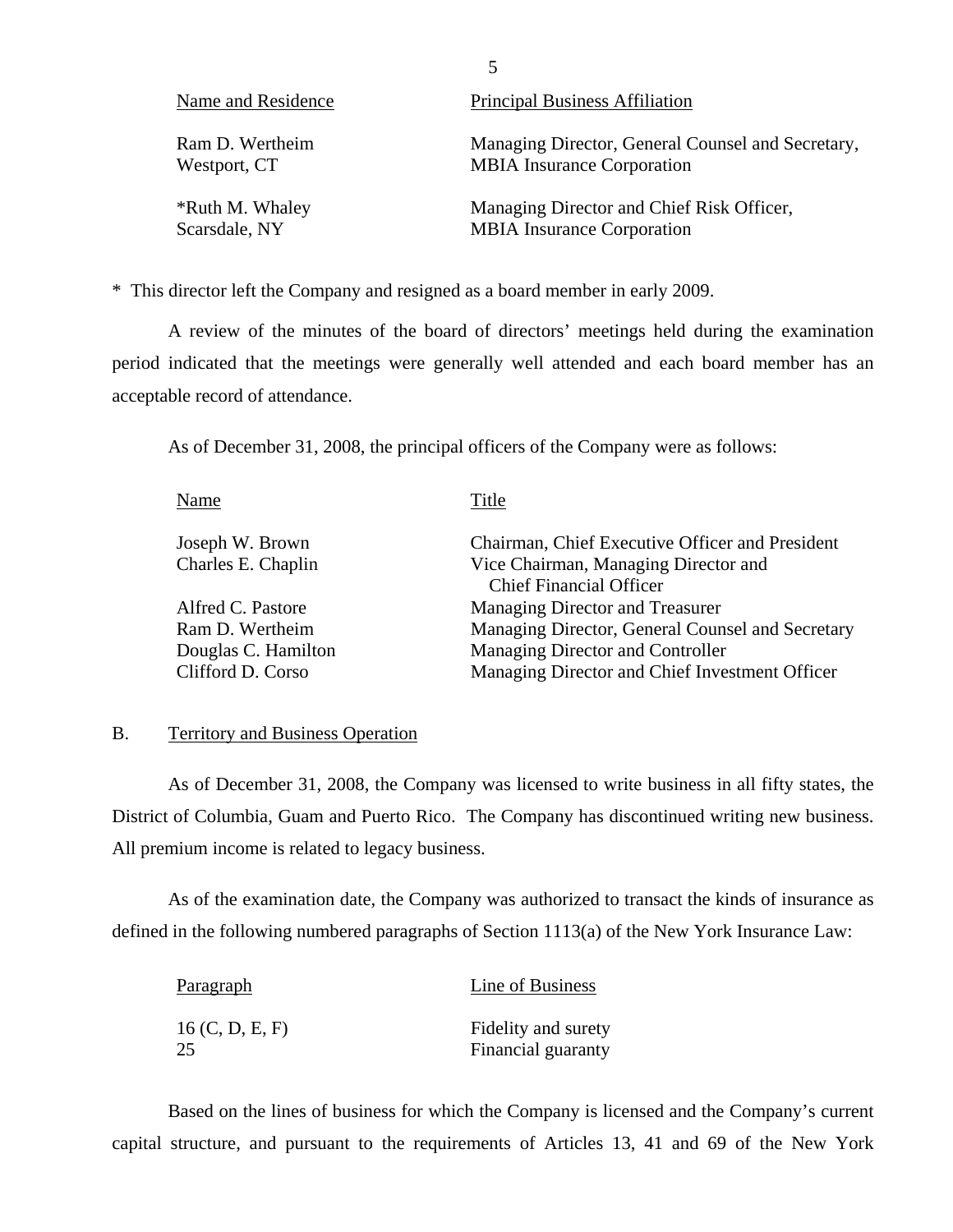| Name and Residence | Principal Business Affiliation |
|---|---|
| Ram D. Wertheim<br>Westport, CT | Managing Director, General Counsel and Secretary,<br>MBIA Insurance Corporation |
| *Ruth M. Whaley<br>Scarsdale, NY | Managing Director and Chief Risk Officer,<br>MBIA Insurance Corporation |

* This director left the Company and resigned as a board member in early 2009.

A review of the minutes of the board of directors' meetings held during the examination period indicated that the meetings were generally well attended and each board member has an acceptable record of attendance.

As of December 31, 2008, the principal officers of the Company were as follows:

| Name | Title |
|---|---|
| Joseph W. Brown | Chairman, Chief Executive Officer and President |
| Charles E. Chaplin | Vice Chairman, Managing Director and Chief Financial Officer |
| Alfred C. Pastore | Managing Director and Treasurer |
| Ram D. Wertheim | Managing Director, General Counsel and Secretary |
| Douglas C. Hamilton | Managing Director and Controller |
| Clifford D. Corso | Managing Director and Chief Investment Officer |

## B. Territory and Business Operation

As of December 31, 2008, the Company was licensed to write business in all fifty states, the District of Columbia, Guam and Puerto Rico. The Company has discontinued writing new business. All premium income is related to legacy business.

As of the examination date, the Company was authorized to transact the kinds of insurance as defined in the following numbered paragraphs of Section 1113(a) of the New York Insurance Law:

| Paragraph | Line of Business |
|---|---|
| 16 (C, D, E, F) | Fidelity and surety |
| 25 | Financial guaranty |

Based on the lines of business for which the Company is licensed and the Company's current capital structure, and pursuant to the requirements of Articles 13, 41 and 69 of the New York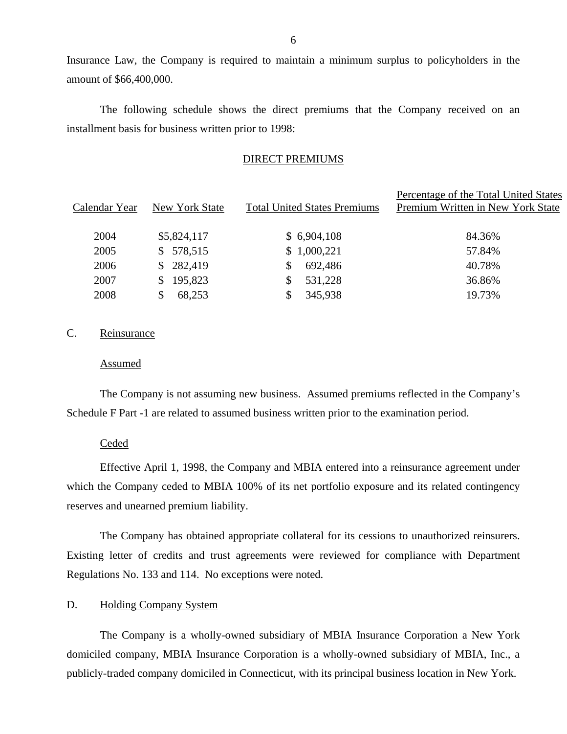Insurance Law, the Company is required to maintain a minimum surplus to policyholders in the amount of $66,400,000.

The following schedule shows the direct premiums that the Company received on an installment basis for business written prior to 1998:

DIRECT PREMIUMS

| Calendar Year | New York State | Total United States Premiums | Percentage of the Total United States Premium Written in New York State |
|---|---|---|---|
| 2004 | $5,824,117 | $ 6,904,108 | 84.36% |
| 2005 | $ 578,515 | $ 1,000,221 | 57.84% |
| 2006 | $ 282,419 | $ 692,486 | 40.78% |
| 2007 | $ 195,823 | $ 531,228 | 36.86% |
| 2008 | $ 68,253 | $ 345,938 | 19.73% |

C. Reinsurance

Assumed

The Company is not assuming new business. Assumed premiums reflected in the Company's Schedule F Part -1 are related to assumed business written prior to the examination period.

Ceded

Effective April 1, 1998, the Company and MBIA entered into a reinsurance agreement under which the Company ceded to MBIA 100% of its net portfolio exposure and its related contingency reserves and unearned premium liability.

The Company has obtained appropriate collateral for its cessions to unauthorized reinsurers. Existing letter of credits and trust agreements were reviewed for compliance with Department Regulations No. 133 and 114. No exceptions were noted.

D. Holding Company System

The Company is a wholly-owned subsidiary of MBIA Insurance Corporation a New York domiciled company, MBIA Insurance Corporation is a wholly-owned subsidiary of MBIA, Inc., a publicly-traded company domiciled in Connecticut, with its principal business location in New York.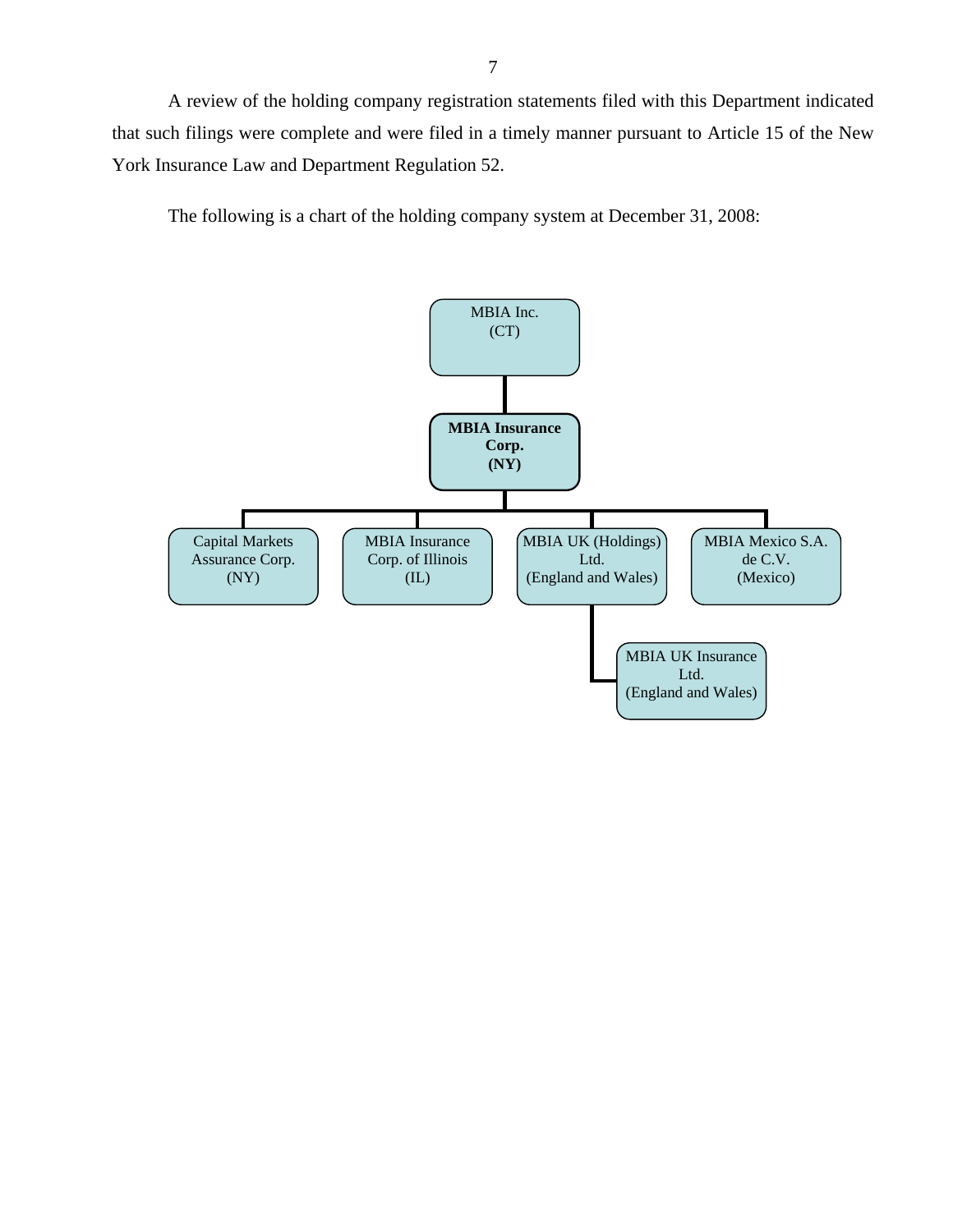A review of the holding company registration statements filed with this Department indicated that such filings were complete and were filed in a timely manner pursuant to Article 15 of the New York Insurance Law and Department Regulation 52.

The following is a chart of the holding company system at December 31, 2008:

- MBIA Inc. (CT)
  - **MBIA Insurance Corp. (NY)**
    - Capital Markets Assurance Corp. (NY)
    - MBIA Insurance Corp. of Illinois (IL)
    - MBIA UK (Holdings) Ltd. (England and Wales)
      - MBIA UK Insurance Ltd. (England and Wales)
    - MBIA Mexico S.A. de C.V. (Mexico)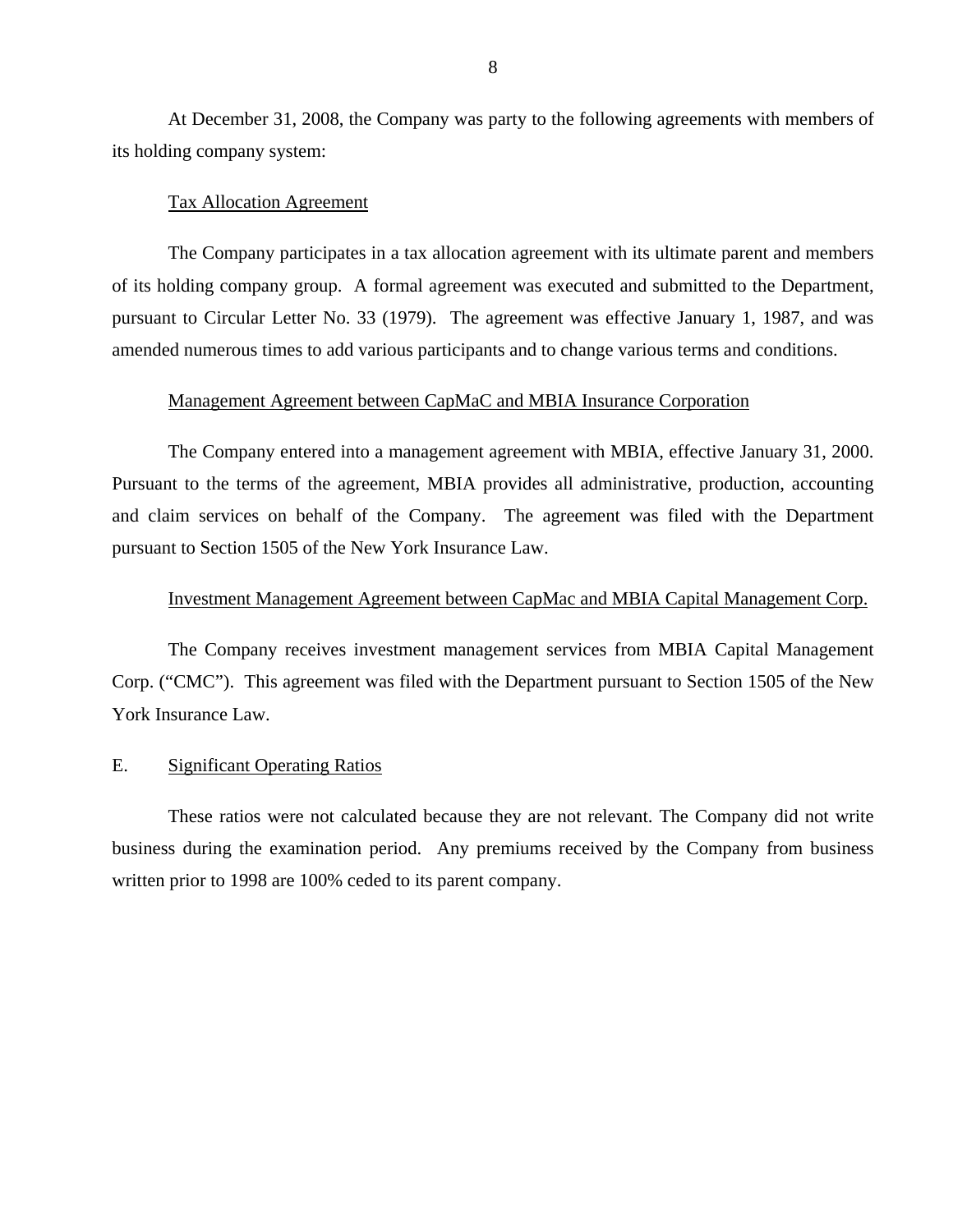At December 31, 2008, the Company was party to the following agreements with members of its holding company system:

Tax Allocation Agreement

The Company participates in a tax allocation agreement with its ultimate parent and members of its holding company group. A formal agreement was executed and submitted to the Department, pursuant to Circular Letter No. 33 (1979). The agreement was effective January 1, 1987, and was amended numerous times to add various participants and to change various terms and conditions.

Management Agreement between CapMaC and MBIA Insurance Corporation

The Company entered into a management agreement with MBIA, effective January 31, 2000. Pursuant to the terms of the agreement, MBIA provides all administrative, production, accounting and claim services on behalf of the Company. The agreement was filed with the Department pursuant to Section 1505 of the New York Insurance Law.

Investment Management Agreement between CapMac and MBIA Capital Management Corp.

The Company receives investment management services from MBIA Capital Management Corp. ("CMC"). This agreement was filed with the Department pursuant to Section 1505 of the New York Insurance Law.

## E. Significant Operating Ratios

These ratios were not calculated because they are not relevant. The Company did not write business during the examination period. Any premiums received by the Company from business written prior to 1998 are 100% ceded to its parent company.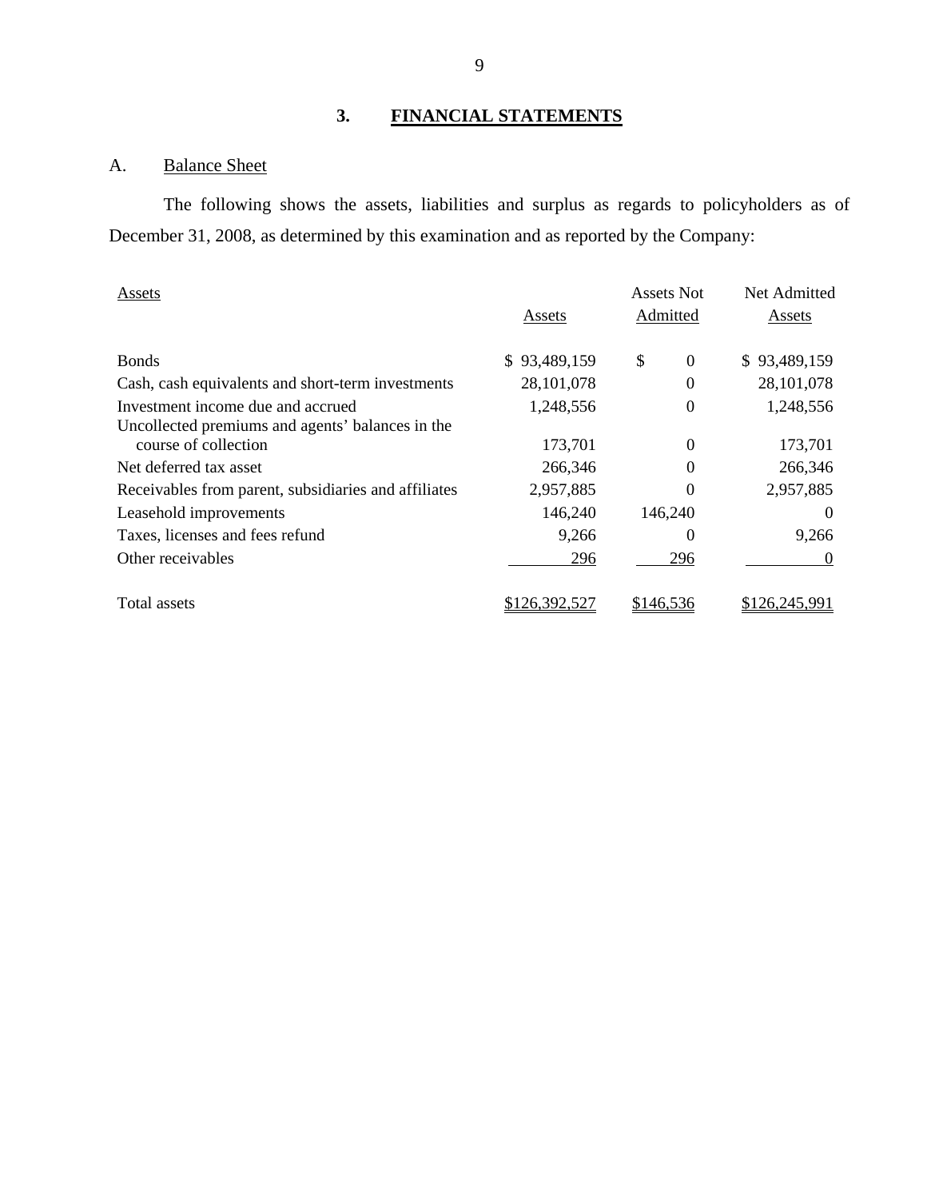## 3. FINANCIAL STATEMENTS

### A. Balance Sheet

The following shows the assets, liabilities and surplus as regards to policyholders as of December 31, 2008, as determined by this examination and as reported by the Company:

| Assets | Assets | Assets Not Admitted | Net Admitted Assets |
|---|---|---|---|
| Bonds | $ 93,489,159 | $ 0 | $ 93,489,159 |
| Cash, cash equivalents and short-term investments | 28,101,078 | 0 | 28,101,078 |
| Investment income due and accrued | 1,248,556 | 0 | 1,248,556 |
| Uncollected premiums and agents' balances in the course of collection | 173,701 | 0 | 173,701 |
| Net deferred tax asset | 266,346 | 0 | 266,346 |
| Receivables from parent, subsidiaries and affiliates | 2,957,885 | 0 | 2,957,885 |
| Leasehold improvements | 146,240 | 146,240 | 0 |
| Taxes, licenses and fees refund | 9,266 | 0 | 9,266 |
| Other receivables | 296 | 296 | 0 |
| Total assets | $126,392,527 | $146,536 | $126,245,991 |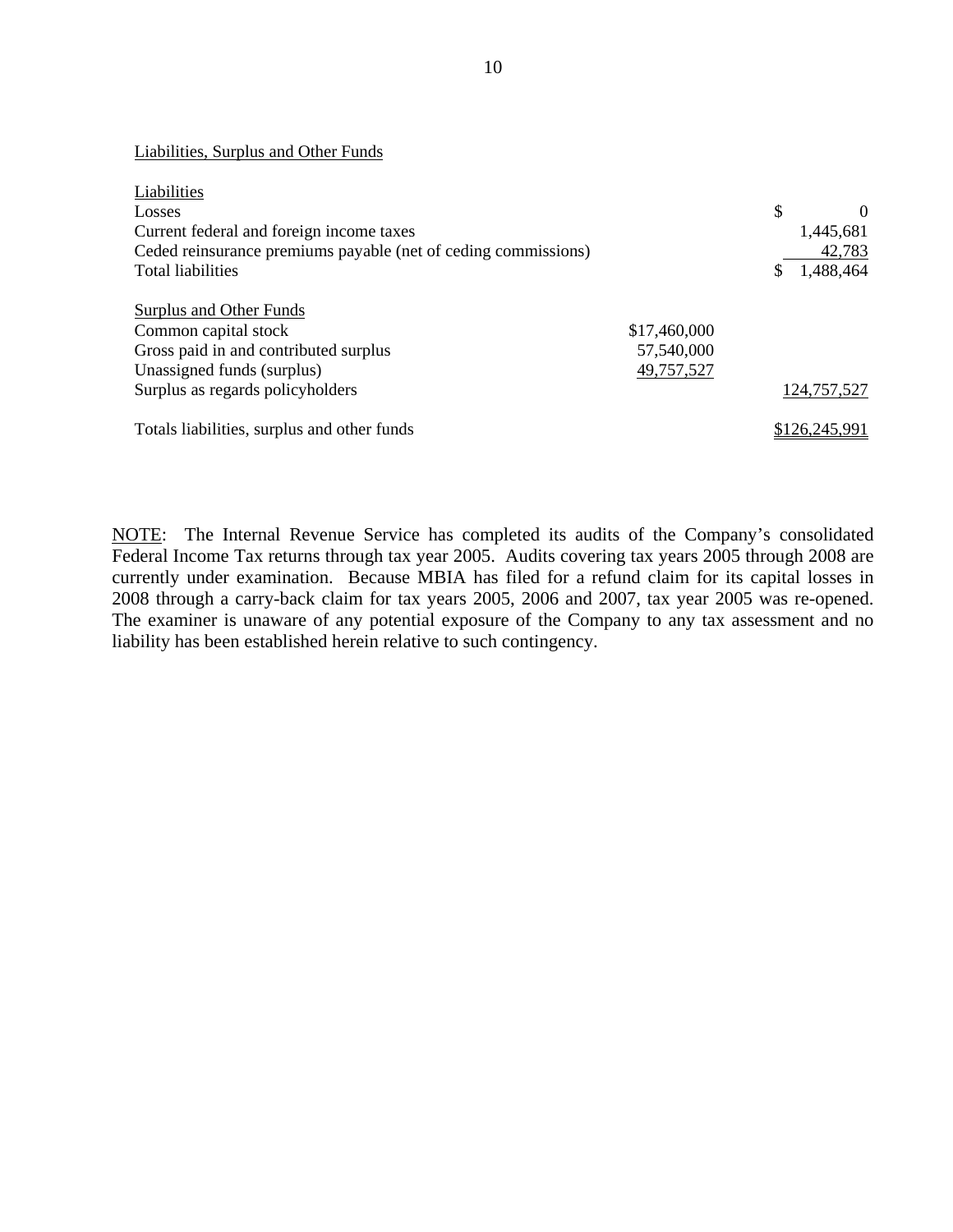Liabilities, Surplus and Other Funds

| Liabilities | | |
|---|---|---|
| Losses | | $ 0 |
| Current federal and foreign income taxes | | 1,445,681 |
| Ceded reinsurance premiums payable (net of ceding commissions) | | 42,783 |
| Total liabilities | | $ 1,488,464 |
| | | |
| Surplus and Other Funds | | |
| Common capital stock | $17,460,000 | |
| Gross paid in and contributed surplus | 57,540,000 | |
| Unassigned funds (surplus) | 49,757,527 | |
| Surplus as regards policyholders | | 124,757,527 |
| | | |
| Totals liabilities, surplus and other funds | | $126,245,991 |

NOTE: The Internal Revenue Service has completed its audits of the Company's consolidated Federal Income Tax returns through tax year 2005. Audits covering tax years 2005 through 2008 are currently under examination. Because MBIA has filed for a refund claim for its capital losses in 2008 through a carry-back claim for tax years 2005, 2006 and 2007, tax year 2005 was re-opened. The examiner is unaware of any potential exposure of the Company to any tax assessment and no liability has been established herein relative to such contingency.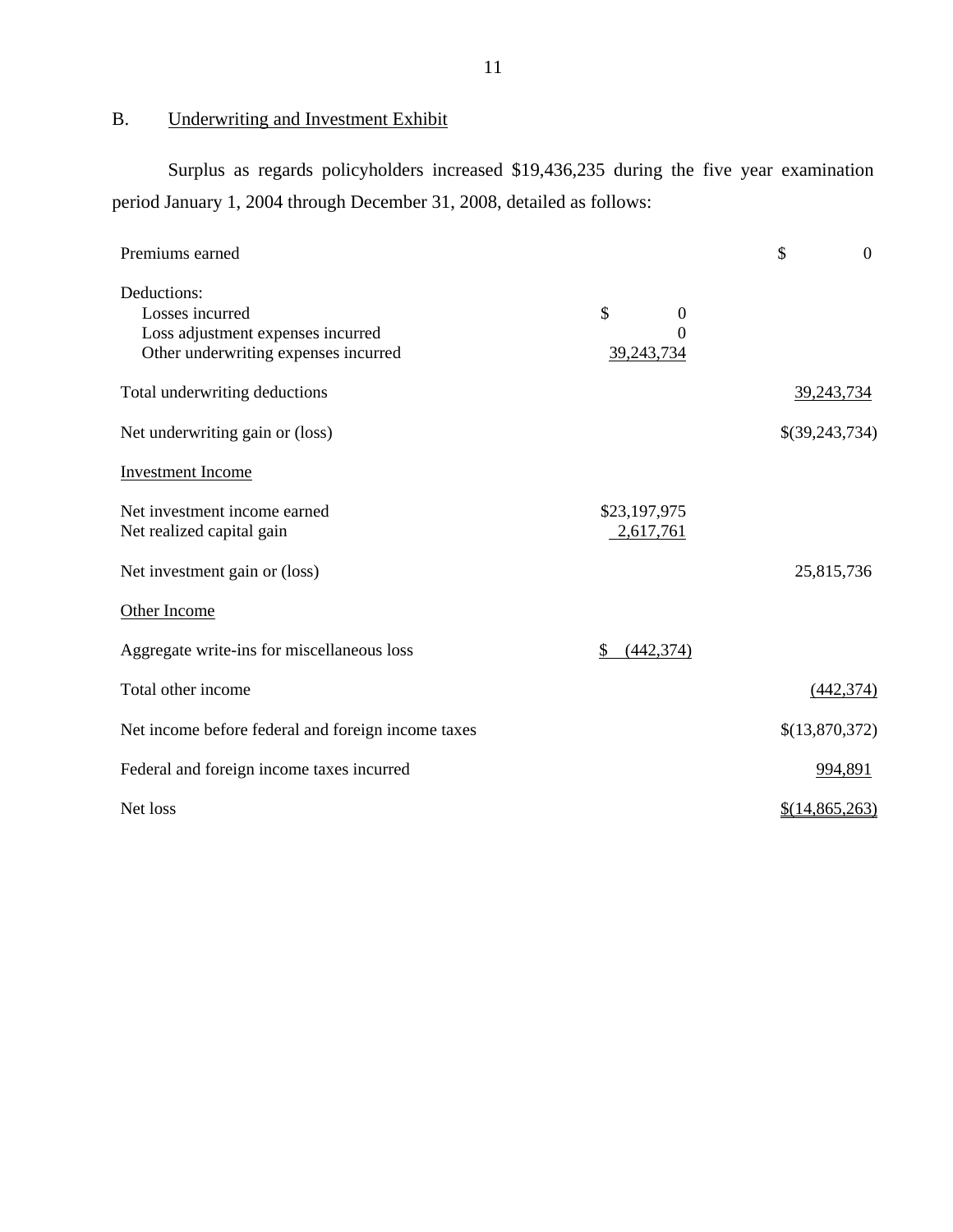## B. Underwriting and Investment Exhibit

Surplus as regards policyholders increased $19,436,235 during the five year examination period January 1, 2004 through December 31, 2008, detailed as follows:

| | | |
|---|---|---|
| Premiums earned | | $ 0 |
| Deductions: | | |
| Losses incurred | $ 0 | |
| Loss adjustment expenses incurred | 0 | |
| Other underwriting expenses incurred | 39,243,734 | |
| Total underwriting deductions | | 39,243,734 |
| Net underwriting gain or (loss) | | $(39,243,734) |
| Investment Income | | |
| Net investment income earned | $23,197,975 | |
| Net realized capital gain | 2,617,761 | |
| Net investment gain or (loss) | | 25,815,736 |
| Other Income | | |
| Aggregate write-ins for miscellaneous loss | $ (442,374) | |
| Total other income | | (442,374) |
| Net income before federal and foreign income taxes | | $(13,870,372) |
| Federal and foreign income taxes incurred | | 994,891 |
| Net loss | | $(14,865,263) |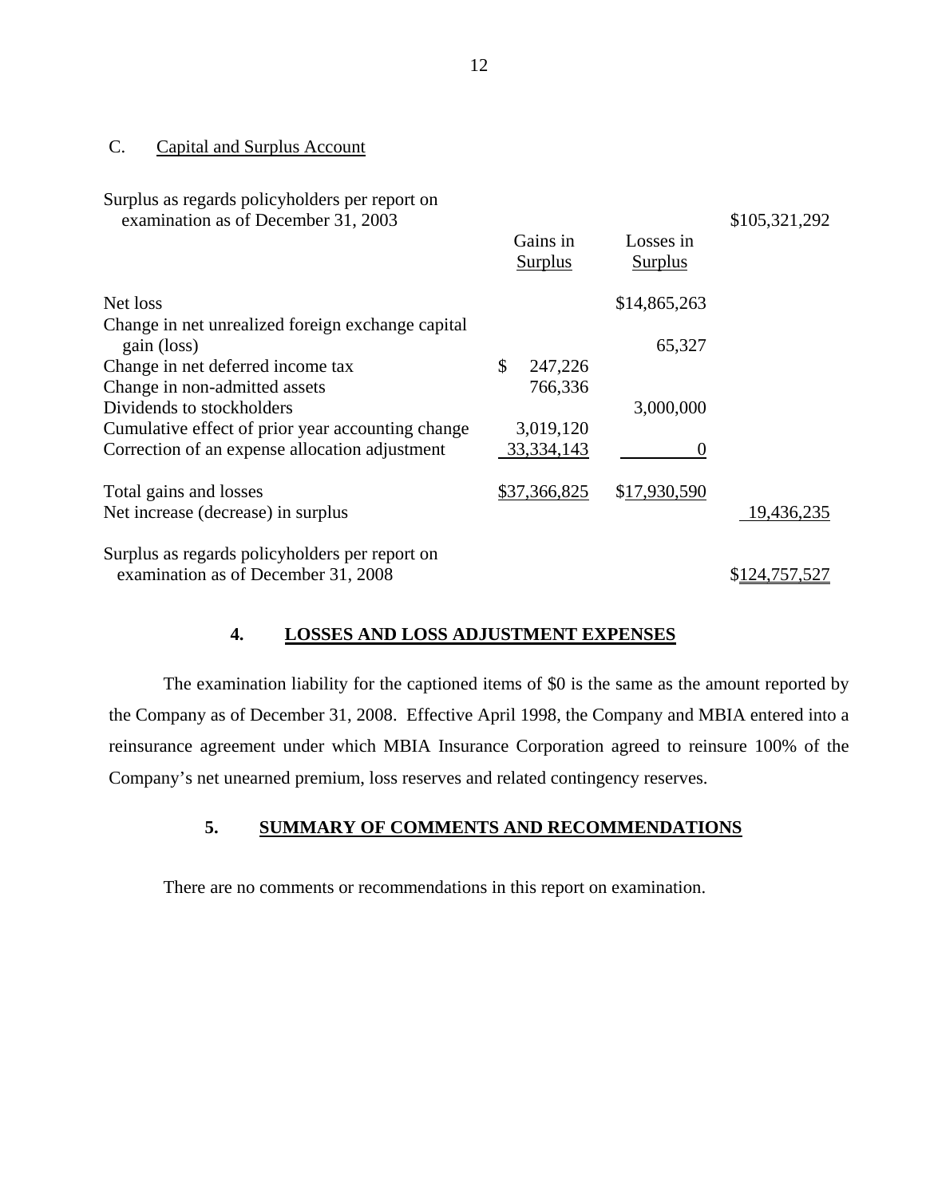### C. Capital and Surplus Account

| | Gains in Surplus | Losses in Surplus | |
|---|---|---|---|
| Surplus as regards policyholders per report on examination as of December 31, 2003 | | | $105,321,292 |
| Net loss | | $14,865,263 | |
| Change in net unrealized foreign exchange capital gain (loss) | | 65,327 | |
| Change in net deferred income tax | $ 247,226 | | |
| Change in non-admitted assets | 766,336 | | |
| Dividends to stockholders | | 3,000,000 | |
| Cumulative effect of prior year accounting change | 3,019,120 | | |
| Correction of an expense allocation adjustment | 33,334,143 | 0 | |
| Total gains and losses | $37,366,825 | $17,930,590 | |
| Net increase (decrease) in surplus | | | 19,436,235 |
| Surplus as regards policyholders per report on examination as of December 31, 2008 | | | $124,757,527 |

## 4. LOSSES AND LOSS ADJUSTMENT EXPENSES

The examination liability for the captioned items of $0 is the same as the amount reported by the Company as of December 31, 2008. Effective April 1998, the Company and MBIA entered into a reinsurance agreement under which MBIA Insurance Corporation agreed to reinsure 100% of the Company's net unearned premium, loss reserves and related contingency reserves.

## 5. SUMMARY OF COMMENTS AND RECOMMENDATIONS

There are no comments or recommendations in this report on examination.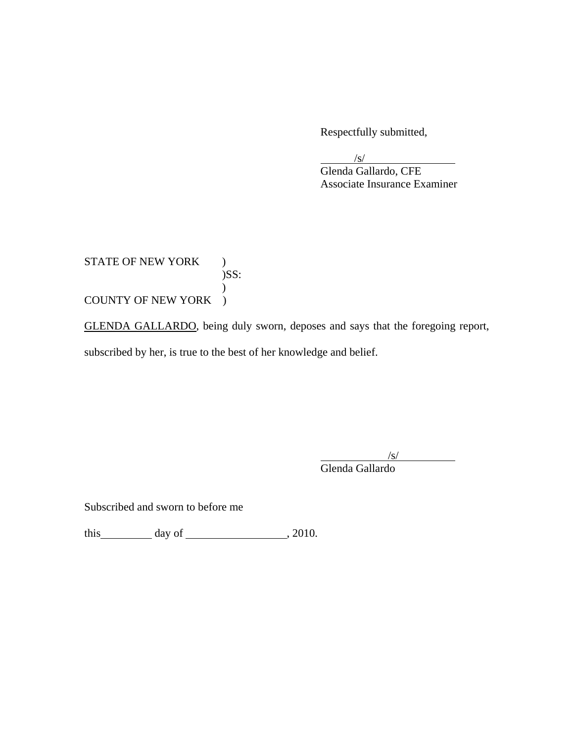Respectfully submitted,

/s/
Glenda Gallardo, CFE
Associate Insurance Examiner

STATE OF NEW YORK )
)SS:
)
COUNTY OF NEW YORK )

GLENDA GALLARDO, being duly sworn, deposes and says that the foregoing report, subscribed by her, is true to the best of her knowledge and belief.

/s/
Glenda Gallardo

Subscribed and sworn to before me

this\_\_\_\_\_\_\_\_\_\_ day of \_\_\_\_\_\_\_\_\_\_\_\_\_\_\_\_\_\_\_\_, 2010.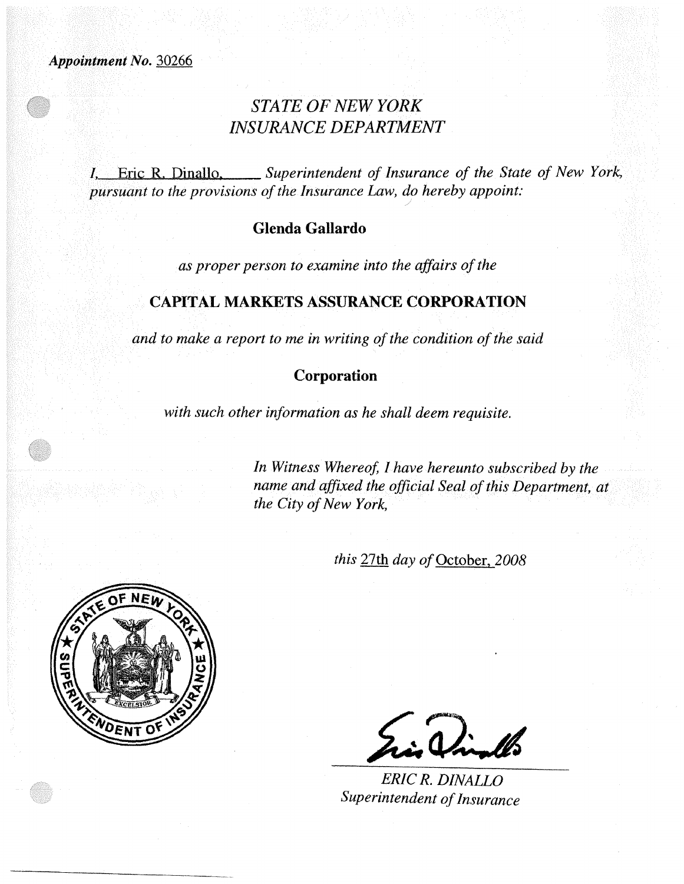*Appointment No.* 30266

## *STATE OF NEW YORK*
## *INSURANCE DEPARTMENT*

*I,* Eric R. Dinallo, *Superintendent of Insurance of the State of New York, pursuant to the provisions of the Insurance Law, do hereby appoint:*

**Glenda Gallardo**

*as proper person to examine into the affairs of the*

**CAPITAL MARKETS ASSURANCE CORPORATION**

*and to make a report to me in writing of the condition of the said*

**Corporation**

*with such other information as he shall deem requisite.*

*In Witness Whereof, I have hereunto subscribed by the name and affixed the official Seal of this Department, at the City of New York,*

*this* 27th *day of* October, *2008*

*ERIC R. DINALLO*
*Superintendent of Insurance*